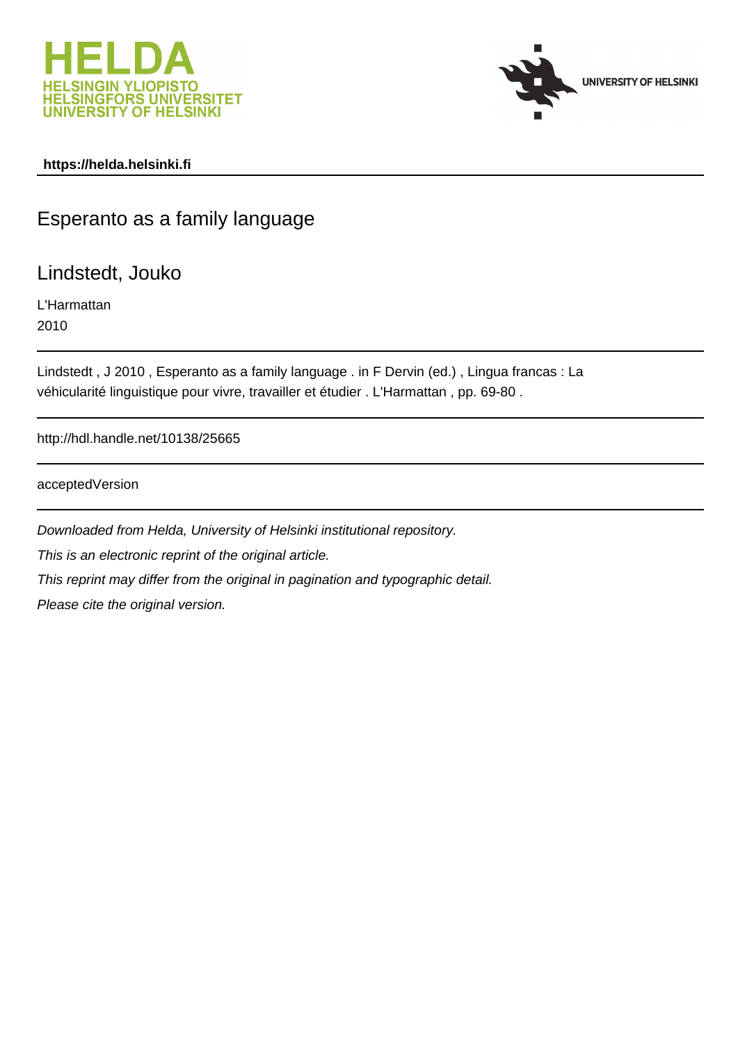HELDA
HELSINGIN YLIOPISTO
HELSINGFORS UNIVERSITET
UNIVERSITY OF HELSINKI

UNIVERSITY OF HELSINKI

**https://helda.helsinki.fi**

# Esperanto as a family language

## Lindstedt, Jouko

L'Harmattan
2010

Lindstedt , J 2010 , Esperanto as a family language . in F Dervin (ed.) , Lingua francas : La véhicularité linguistique pour vivre, travailler et étudier . L'Harmattan , pp. 69-80 .

http://hdl.handle.net/10138/25665

acceptedVersion

*Downloaded from Helda, University of Helsinki institutional repository.*

*This is an electronic reprint of the original article.*

*This reprint may differ from the original in pagination and typographic detail.*

*Please cite the original version.*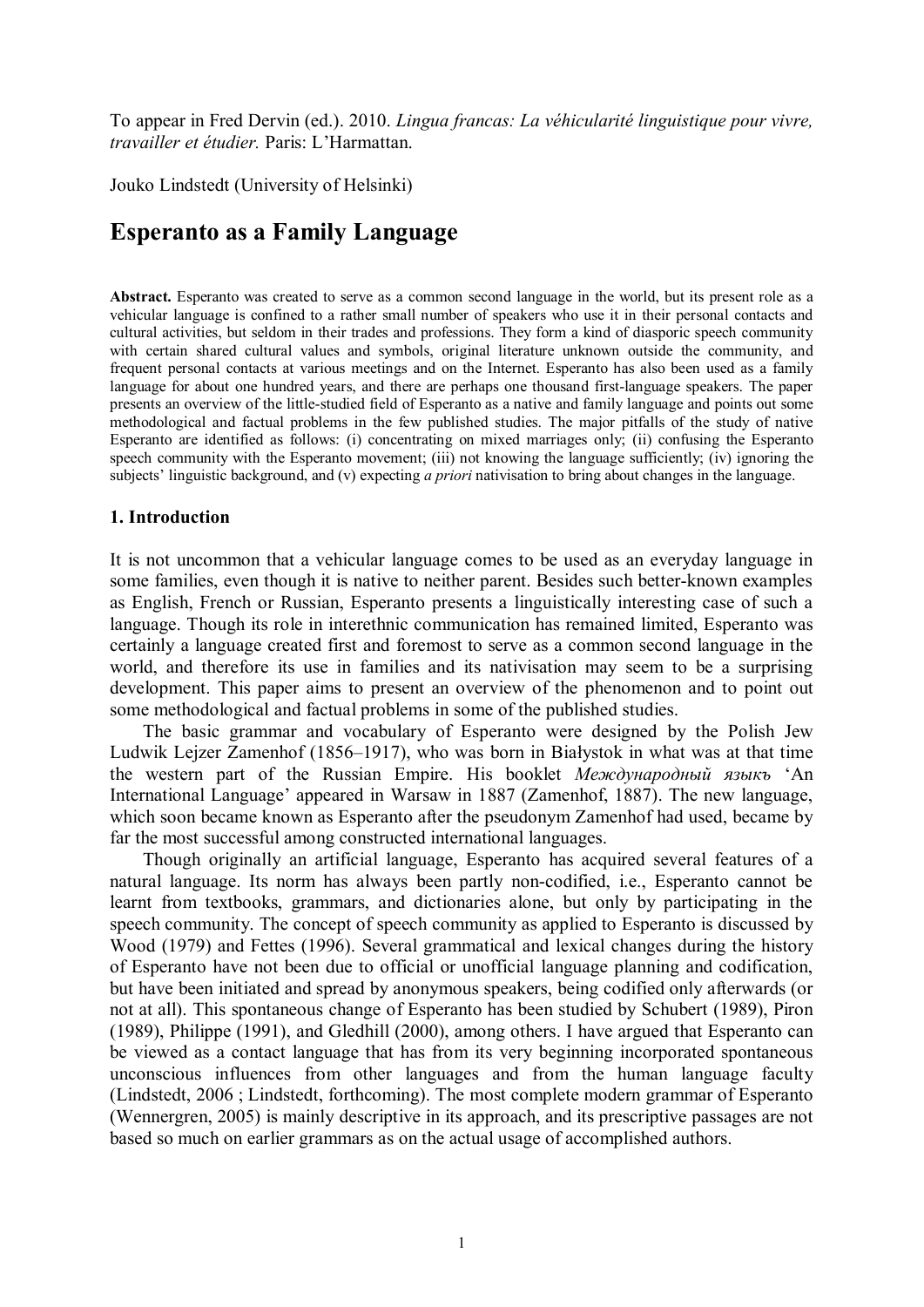To appear in Fred Dervin (ed.). 2010. *Lingua francas: La véhicularité linguistique pour vivre, travailler et étudier.* Paris: L'Harmattan.

Jouko Lindstedt (University of Helsinki)

# Esperanto as a Family Language

**Abstract.** Esperanto was created to serve as a common second language in the world, but its present role as a vehicular language is confined to a rather small number of speakers who use it in their personal contacts and cultural activities, but seldom in their trades and professions. They form a kind of diasporic speech community with certain shared cultural values and symbols, original literature unknown outside the community, and frequent personal contacts at various meetings and on the Internet. Esperanto has also been used as a family language for about one hundred years, and there are perhaps one thousand first-language speakers. The paper presents an overview of the little-studied field of Esperanto as a native and family language and points out some methodological and factual problems in the few published studies. The major pitfalls of the study of native Esperanto are identified as follows: (i) concentrating on mixed marriages only; (ii) confusing the Esperanto speech community with the Esperanto movement; (iii) not knowing the language sufficiently; (iv) ignoring the subjects' linguistic background, and (v) expecting *a priori* nativisation to bring about changes in the language.

## 1. Introduction

It is not uncommon that a vehicular language comes to be used as an everyday language in some families, even though it is native to neither parent. Besides such better-known examples as English, French or Russian, Esperanto presents a linguistically interesting case of such a language. Though its role in interethnic communication has remained limited, Esperanto was certainly a language created first and foremost to serve as a common second language in the world, and therefore its use in families and its nativisation may seem to be a surprising development. This paper aims to present an overview of the phenomenon and to point out some methodological and factual problems in some of the published studies.

The basic grammar and vocabulary of Esperanto were designed by the Polish Jew Ludwik Lejzer Zamenhof (1856–1917), who was born in Białystok in what was at that time the western part of the Russian Empire. His booklet *Международный языкъ* 'An International Language' appeared in Warsaw in 1887 (Zamenhof, 1887). The new language, which soon became known as Esperanto after the pseudonym Zamenhof had used, became by far the most successful among constructed international languages.

Though originally an artificial language, Esperanto has acquired several features of a natural language. Its norm has always been partly non-codified, i.e., Esperanto cannot be learnt from textbooks, grammars, and dictionaries alone, but only by participating in the speech community. The concept of speech community as applied to Esperanto is discussed by Wood (1979) and Fettes (1996). Several grammatical and lexical changes during the history of Esperanto have not been due to official or unofficial language planning and codification, but have been initiated and spread by anonymous speakers, being codified only afterwards (or not at all). This spontaneous change of Esperanto has been studied by Schubert (1989), Piron (1989), Philippe (1991), and Gledhill (2000), among others. I have argued that Esperanto can be viewed as a contact language that has from its very beginning incorporated spontaneous unconscious influences from other languages and from the human language faculty (Lindstedt, 2006 ; Lindstedt, forthcoming). The most complete modern grammar of Esperanto (Wennergren, 2005) is mainly descriptive in its approach, and its prescriptive passages are not based so much on earlier grammars as on the actual usage of accomplished authors.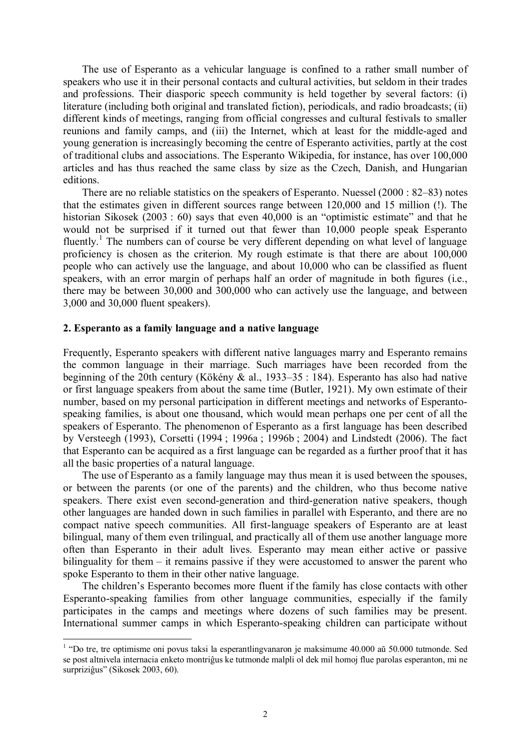The use of Esperanto as a vehicular language is confined to a rather small number of speakers who use it in their personal contacts and cultural activities, but seldom in their trades and professions. Their diasporic speech community is held together by several factors: (i) literature (including both original and translated fiction), periodicals, and radio broadcasts; (ii) different kinds of meetings, ranging from official congresses and cultural festivals to smaller reunions and family camps, and (iii) the Internet, which at least for the middle-aged and young generation is increasingly becoming the centre of Esperanto activities, partly at the cost of traditional clubs and associations. The Esperanto Wikipedia, for instance, has over 100,000 articles and has thus reached the same class by size as the Czech, Danish, and Hungarian editions.

There are no reliable statistics on the speakers of Esperanto. Nuessel (2000 : 82–83) notes that the estimates given in different sources range between 120,000 and 15 million (!). The historian Sikosek (2003 : 60) says that even 40,000 is an "optimistic estimate" and that he would not be surprised if it turned out that fewer than 10,000 people speak Esperanto fluently.[1] The numbers can of course be very different depending on what level of language proficiency is chosen as the criterion. My rough estimate is that there are about 100,000 people who can actively use the language, and about 10,000 who can be classified as fluent speakers, with an error margin of perhaps half an order of magnitude in both figures (i.e., there may be between 30,000 and 300,000 who can actively use the language, and between 3,000 and 30,000 fluent speakers).

## 2. Esperanto as a family language and a native language

Frequently, Esperanto speakers with different native languages marry and Esperanto remains the common language in their marriage. Such marriages have been recorded from the beginning of the 20th century (Kökény & al., 1933–35 : 184). Esperanto has also had native or first language speakers from about the same time (Butler, 1921). My own estimate of their number, based on my personal participation in different meetings and networks of Esperanto-speaking families, is about one thousand, which would mean perhaps one per cent of all the speakers of Esperanto. The phenomenon of Esperanto as a first language has been described by Versteegh (1993), Corsetti (1994 ; 1996a ; 1996b ; 2004) and Lindstedt (2006). The fact that Esperanto can be acquired as a first language can be regarded as a further proof that it has all the basic properties of a natural language.

The use of Esperanto as a family language may thus mean it is used between the spouses, or between the parents (or one of the parents) and the children, who thus become native speakers. There exist even second-generation and third-generation native speakers, though other languages are handed down in such families in parallel with Esperanto, and there are no compact native speech communities. All first-language speakers of Esperanto are at least bilingual, many of them even trilingual, and practically all of them use another language more often than Esperanto in their adult lives. Esperanto may mean either active or passive bilinguality for them – it remains passive if they were accustomed to answer the parent who spoke Esperanto to them in their other native language.

The children's Esperanto becomes more fluent if the family has close contacts with other Esperanto-speaking families from other language communities, especially if the family participates in the camps and meetings where dozens of such families may be present. International summer camps in which Esperanto-speaking children can participate without

---

[1] "Do tre, tre optimisme oni povus taksi la esperantlingvanaron je maksimume 40.000 aŭ 50.000 tutmonde. Sed se post altnivela internacia enketo montriĝus ke tutmonde malpli ol dek mil homoj flue parolas esperanton, mi ne surpriziĝus" (Sikosek 2003, 60).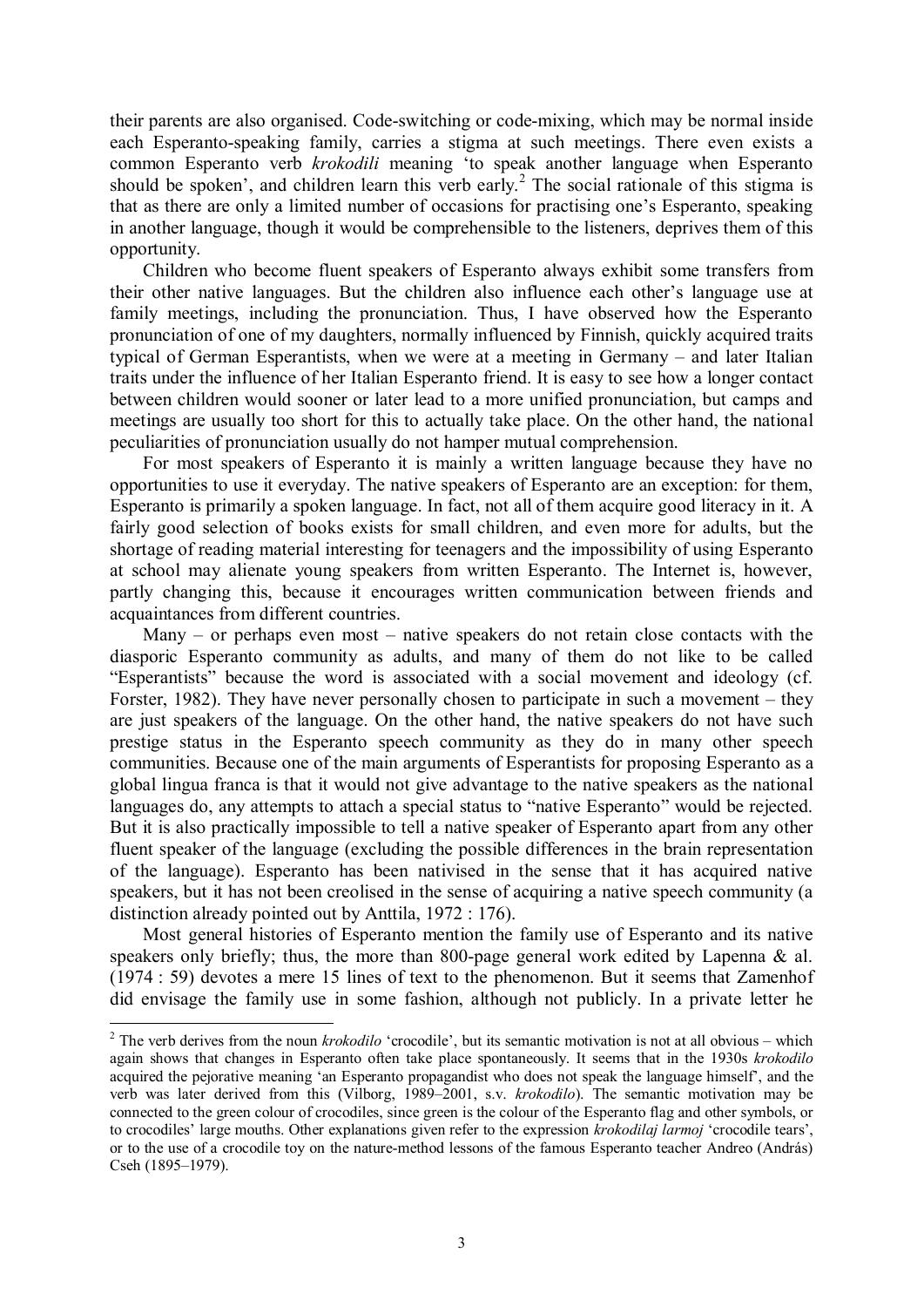their parents are also organised. Code-switching or code-mixing, which may be normal inside each Esperanto-speaking family, carries a stigma at such meetings. There even exists a common Esperanto verb *krokodili* meaning 'to speak another language when Esperanto should be spoken', and children learn this verb early.[2] The social rationale of this stigma is that as there are only a limited number of occasions for practising one's Esperanto, speaking in another language, though it would be comprehensible to the listeners, deprives them of this opportunity.

Children who become fluent speakers of Esperanto always exhibit some transfers from their other native languages. But the children also influence each other's language use at family meetings, including the pronunciation. Thus, I have observed how the Esperanto pronunciation of one of my daughters, normally influenced by Finnish, quickly acquired traits typical of German Esperantists, when we were at a meeting in Germany – and later Italian traits under the influence of her Italian Esperanto friend. It is easy to see how a longer contact between children would sooner or later lead to a more unified pronunciation, but camps and meetings are usually too short for this to actually take place. On the other hand, the national peculiarities of pronunciation usually do not hamper mutual comprehension.

For most speakers of Esperanto it is mainly a written language because they have no opportunities to use it everyday. The native speakers of Esperanto are an exception: for them, Esperanto is primarily a spoken language. In fact, not all of them acquire good literacy in it. A fairly good selection of books exists for small children, and even more for adults, but the shortage of reading material interesting for teenagers and the impossibility of using Esperanto at school may alienate young speakers from written Esperanto. The Internet is, however, partly changing this, because it encourages written communication between friends and acquaintances from different countries.

Many – or perhaps even most – native speakers do not retain close contacts with the diasporic Esperanto community as adults, and many of them do not like to be called "Esperantists" because the word is associated with a social movement and ideology (cf. Forster, 1982). They have never personally chosen to participate in such a movement – they are just speakers of the language. On the other hand, the native speakers do not have such prestige status in the Esperanto speech community as they do in many other speech communities. Because one of the main arguments of Esperantists for proposing Esperanto as a global lingua franca is that it would not give advantage to the native speakers as the national languages do, any attempts to attach a special status to "native Esperanto" would be rejected. But it is also practically impossible to tell a native speaker of Esperanto apart from any other fluent speaker of the language (excluding the possible differences in the brain representation of the language). Esperanto has been nativised in the sense that it has acquired native speakers, but it has not been creolised in the sense of acquiring a native speech community (a distinction already pointed out by Anttila, 1972 : 176).

Most general histories of Esperanto mention the family use of Esperanto and its native speakers only briefly; thus, the more than 800-page general work edited by Lapenna & al. (1974 : 59) devotes a mere 15 lines of text to the phenomenon. But it seems that Zamenhof did envisage the family use in some fashion, although not publicly. In a private letter he

---

[2] The verb derives from the noun *krokodilo* 'crocodile', but its semantic motivation is not at all obvious – which again shows that changes in Esperanto often take place spontaneously. It seems that in the 1930s *krokodilo* acquired the pejorative meaning 'an Esperanto propagandist who does not speak the language himself', and the verb was later derived from this (Vilborg, 1989–2001, s.v. *krokodilo*). The semantic motivation may be connected to the green colour of crocodiles, since green is the colour of the Esperanto flag and other symbols, or to crocodiles' large mouths. Other explanations given refer to the expression *krokodilaj larmoj* 'crocodile tears', or to the use of a crocodile toy on the nature-method lessons of the famous Esperanto teacher Andreo (András) Cseh (1895–1979).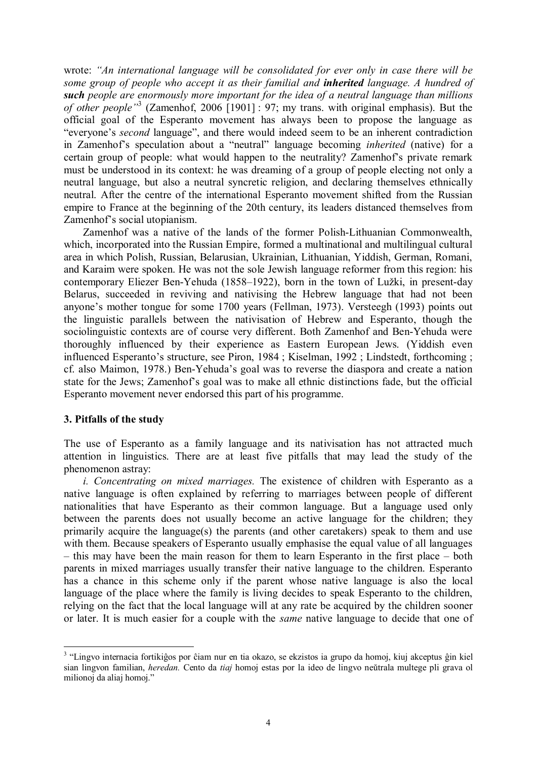wrote: *"An international language will be consolidated for ever only in case there will be some group of people who accept it as their familial and **inherited** language. A hundred of **such** people are enormously more important for the idea of a neutral language than millions of other people"*[3] (Zamenhof, 2006 [1901] : 97; my trans. with original emphasis). But the official goal of the Esperanto movement has always been to propose the language as "everyone's *second* language", and there would indeed seem to be an inherent contradiction in Zamenhof's speculation about a "neutral" language becoming *inherited* (native) for a certain group of people: what would happen to the neutrality? Zamenhof's private remark must be understood in its context: he was dreaming of a group of people electing not only a neutral language, but also a neutral syncretic religion, and declaring themselves ethnically neutral. After the centre of the international Esperanto movement shifted from the Russian empire to France at the beginning of the 20th century, its leaders distanced themselves from Zamenhof's social utopianism.

Zamenhof was a native of the lands of the former Polish-Lithuanian Commonwealth, which, incorporated into the Russian Empire, formed a multinational and multilingual cultural area in which Polish, Russian, Belarusian, Ukrainian, Lithuanian, Yiddish, German, Romani, and Karaim were spoken. He was not the sole Jewish language reformer from this region: his contemporary Eliezer Ben-Yehuda (1858–1922), born in the town of Lužki, in present-day Belarus, succeeded in reviving and nativising the Hebrew language that had not been anyone's mother tongue for some 1700 years (Fellman, 1973). Versteegh (1993) points out the linguistic parallels between the nativisation of Hebrew and Esperanto, though the sociolinguistic contexts are of course very different. Both Zamenhof and Ben-Yehuda were thoroughly influenced by their experience as Eastern European Jews. (Yiddish even influenced Esperanto's structure, see Piron, 1984 ; Kiselman, 1992 ; Lindstedt, forthcoming ; cf. also Maimon, 1978.) Ben-Yehuda's goal was to reverse the diaspora and create a nation state for the Jews; Zamenhof's goal was to make all ethnic distinctions fade, but the official Esperanto movement never endorsed this part of his programme.

### 3. Pitfalls of the study

The use of Esperanto as a family language and its nativisation has not attracted much attention in linguistics. There are at least five pitfalls that may lead the study of the phenomenon astray:

*i. Concentrating on mixed marriages.* The existence of children with Esperanto as a native language is often explained by referring to marriages between people of different nationalities that have Esperanto as their common language. But a language used only between the parents does not usually become an active language for the children; they primarily acquire the language(s) the parents (and other caretakers) speak to them and use with them. Because speakers of Esperanto usually emphasise the equal value of all languages – this may have been the main reason for them to learn Esperanto in the first place – both parents in mixed marriages usually transfer their native language to the children. Esperanto has a chance in this scheme only if the parent whose native language is also the local language of the place where the family is living decides to speak Esperanto to the children, relying on the fact that the local language will at any rate be acquired by the children sooner or later. It is much easier for a couple with the *same* native language to decide that one of

---

[3] "Lingvo internacia fortikiĝos por ĉiam nur en tia okazo, se ekzistos ia grupo da homoj, kiuj akceptus ĝin kiel sian lingvon familian, *heredan.* Cento da *tiaj* homoj estas por la ideo de lingvo neŭtrala multege pli grava ol milionoj da aliaj homoj."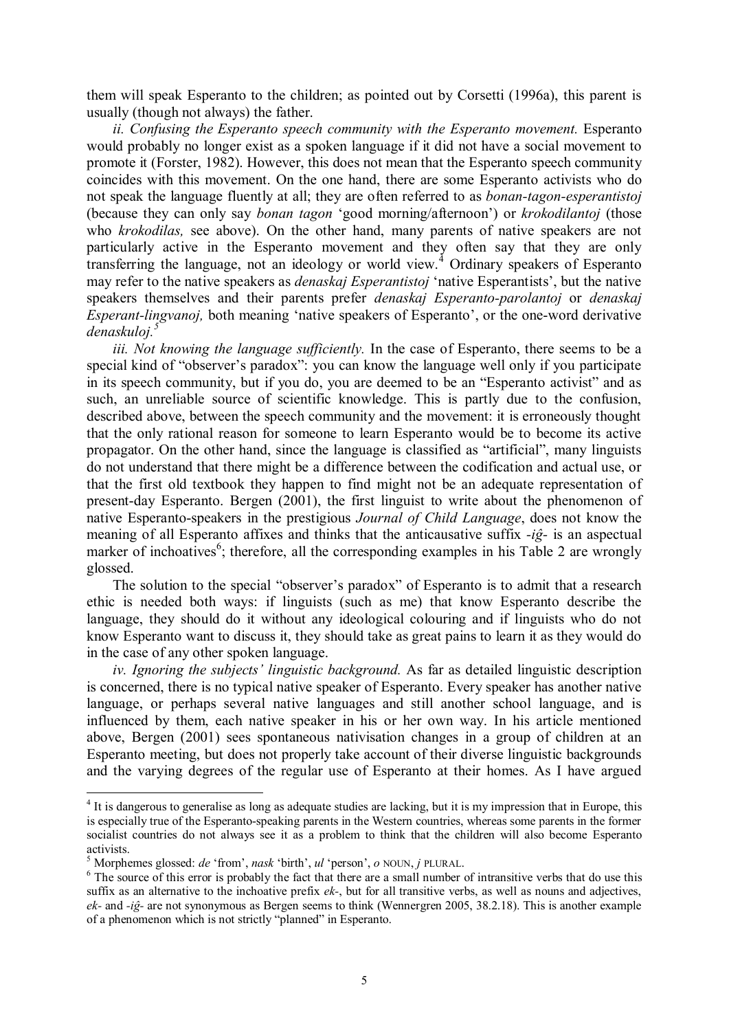them will speak Esperanto to the children; as pointed out by Corsetti (1996a), this parent is usually (though not always) the father.

*ii. Confusing the Esperanto speech community with the Esperanto movement.* Esperanto would probably no longer exist as a spoken language if it did not have a social movement to promote it (Forster, 1982). However, this does not mean that the Esperanto speech community coincides with this movement. On the one hand, there are some Esperanto activists who do not speak the language fluently at all; they are often referred to as *bonan-tagon-esperantistoj* (because they can only say *bonan tagon* 'good morning/afternoon') or *krokodilantoj* (those who *krokodilas,* see above). On the other hand, many parents of native speakers are not particularly active in the Esperanto movement and they often say that they are only transferring the language, not an ideology or world view.[4] Ordinary speakers of Esperanto may refer to the native speakers as *denaskaj Esperantistoj* 'native Esperantists', but the native speakers themselves and their parents prefer *denaskaj Esperanto-parolantoj* or *denaskaj Esperant-lingvanoj,* both meaning 'native speakers of Esperanto', or the one-word derivative *denaskuloj.*[5]

*iii. Not knowing the language sufficiently.* In the case of Esperanto, there seems to be a special kind of "observer's paradox": you can know the language well only if you participate in its speech community, but if you do, you are deemed to be an "Esperanto activist" and as such, an unreliable source of scientific knowledge. This is partly due to the confusion, described above, between the speech community and the movement: it is erroneously thought that the only rational reason for someone to learn Esperanto would be to become its active propagator. On the other hand, since the language is classified as "artificial", many linguists do not understand that there might be a difference between the codification and actual use, or that the first old textbook they happen to find might not be an adequate representation of present-day Esperanto. Bergen (2001), the first linguist to write about the phenomenon of native Esperanto-speakers in the prestigious *Journal of Child Language*, does not know the meaning of all Esperanto affixes and thinks that the anticausative suffix *-iĝ-* is an aspectual marker of inchoatives[6]; therefore, all the corresponding examples in his Table 2 are wrongly glossed.

The solution to the special "observer's paradox" of Esperanto is to admit that a research ethic is needed both ways: if linguists (such as me) that know Esperanto describe the language, they should do it without any ideological colouring and if linguists who do not know Esperanto want to discuss it, they should take as great pains to learn it as they would do in the case of any other spoken language.

*iv. Ignoring the subjects' linguistic background.* As far as detailed linguistic description is concerned, there is no typical native speaker of Esperanto. Every speaker has another native language, or perhaps several native languages and still another school language, and is influenced by them, each native speaker in his or her own way. In his article mentioned above, Bergen (2001) sees spontaneous nativisation changes in a group of children at an Esperanto meeting, but does not properly take account of their diverse linguistic backgrounds and the varying degrees of the regular use of Esperanto at their homes. As I have argued

---

[4] It is dangerous to generalise as long as adequate studies are lacking, but it is my impression that in Europe, this is especially true of the Esperanto-speaking parents in the Western countries, whereas some parents in the former socialist countries do not always see it as a problem to think that the children will also become Esperanto activists.

[5] Morphemes glossed: *de* 'from', *nask* 'birth', *ul* 'person', *o* NOUN, *j* PLURAL.

[6] The source of this error is probably the fact that there are a small number of intransitive verbs that do use this suffix as an alternative to the inchoative prefix *ek-*, but for all transitive verbs, as well as nouns and adjectives, *ek-* and *-iĝ-* are not synonymous as Bergen seems to think (Wennergren 2005, 38.2.18). This is another example of a phenomenon which is not strictly "planned" in Esperanto.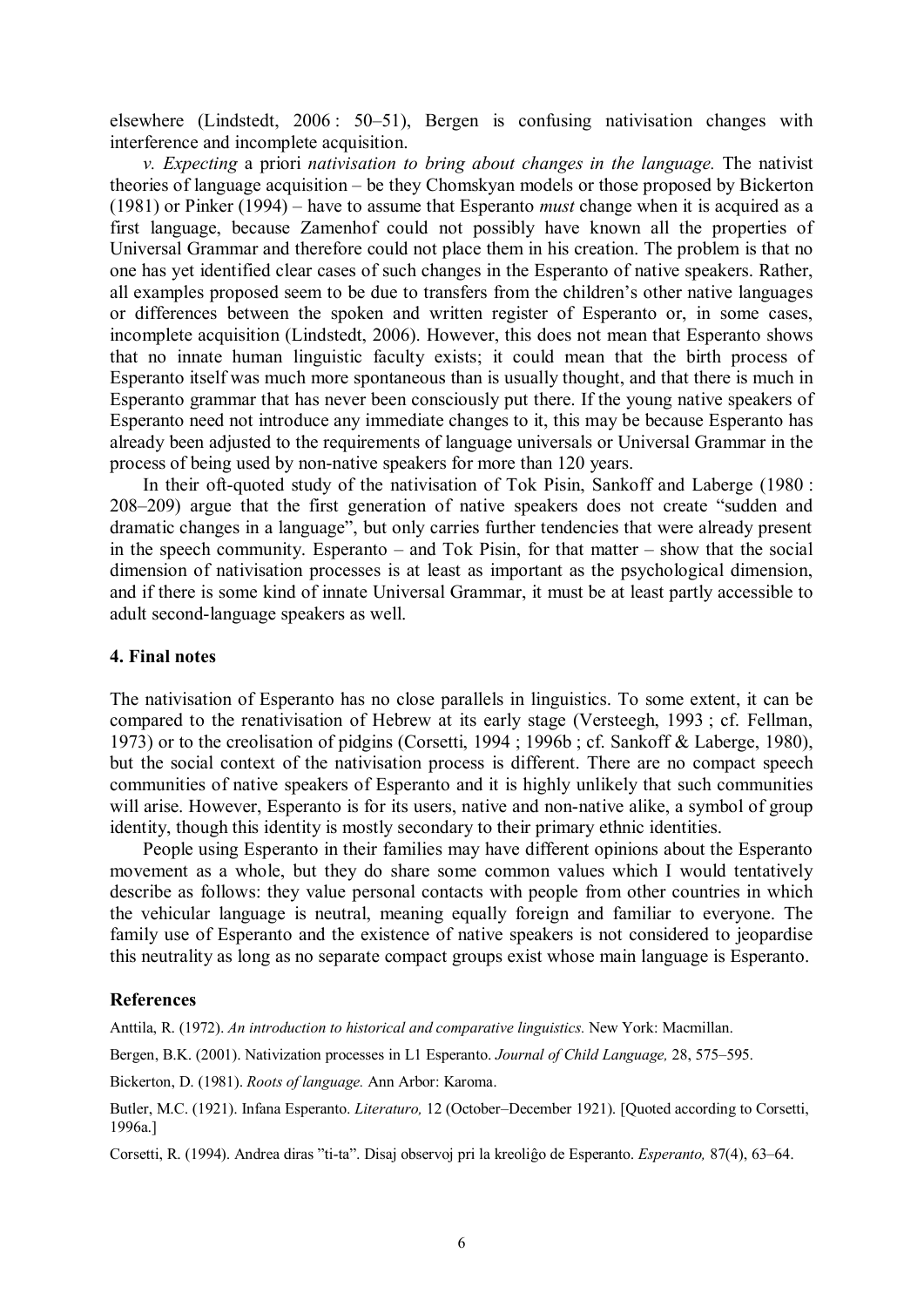elsewhere (Lindstedt, 2006 : 50–51), Bergen is confusing nativisation changes with interference and incomplete acquisition.

*v. Expecting* a priori *nativisation to bring about changes in the language.* The nativist theories of language acquisition – be they Chomskyan models or those proposed by Bickerton (1981) or Pinker (1994) – have to assume that Esperanto *must* change when it is acquired as a first language, because Zamenhof could not possibly have known all the properties of Universal Grammar and therefore could not place them in his creation. The problem is that no one has yet identified clear cases of such changes in the Esperanto of native speakers. Rather, all examples proposed seem to be due to transfers from the children's other native languages or differences between the spoken and written register of Esperanto or, in some cases, incomplete acquisition (Lindstedt, 2006). However, this does not mean that Esperanto shows that no innate human linguistic faculty exists; it could mean that the birth process of Esperanto itself was much more spontaneous than is usually thought, and that there is much in Esperanto grammar that has never been consciously put there. If the young native speakers of Esperanto need not introduce any immediate changes to it, this may be because Esperanto has already been adjusted to the requirements of language universals or Universal Grammar in the process of being used by non-native speakers for more than 120 years.

In their oft-quoted study of the nativisation of Tok Pisin, Sankoff and Laberge (1980 : 208–209) argue that the first generation of native speakers does not create "sudden and dramatic changes in a language", but only carries further tendencies that were already present in the speech community. Esperanto – and Tok Pisin, for that matter – show that the social dimension of nativisation processes is at least as important as the psychological dimension, and if there is some kind of innate Universal Grammar, it must be at least partly accessible to adult second-language speakers as well.

## 4. Final notes

The nativisation of Esperanto has no close parallels in linguistics. To some extent, it can be compared to the renativisation of Hebrew at its early stage (Versteegh, 1993 ; cf. Fellman, 1973) or to the creolisation of pidgins (Corsetti, 1994 ; 1996b ; cf. Sankoff & Laberge, 1980), but the social context of the nativisation process is different. There are no compact speech communities of native speakers of Esperanto and it is highly unlikely that such communities will arise. However, Esperanto is for its users, native and non-native alike, a symbol of group identity, though this identity is mostly secondary to their primary ethnic identities.

People using Esperanto in their families may have different opinions about the Esperanto movement as a whole, but they do share some common values which I would tentatively describe as follows: they value personal contacts with people from other countries in which the vehicular language is neutral, meaning equally foreign and familiar to everyone. The family use of Esperanto and the existence of native speakers is not considered to jeopardise this neutrality as long as no separate compact groups exist whose main language is Esperanto.

## References

Anttila, R. (1972). *An introduction to historical and comparative linguistics.* New York: Macmillan.

Bergen, B.K. (2001). Nativization processes in L1 Esperanto. *Journal of Child Language,* 28, 575–595.

Bickerton, D. (1981). *Roots of language.* Ann Arbor: Karoma.

Butler, M.C. (1921). Infana Esperanto. *Literaturo,* 12 (October–December 1921). [Quoted according to Corsetti, 1996a.]

Corsetti, R. (1994). Andrea diras "ti-ta". Disaj observoj pri la kreoliĝo de Esperanto. *Esperanto,* 87(4), 63–64.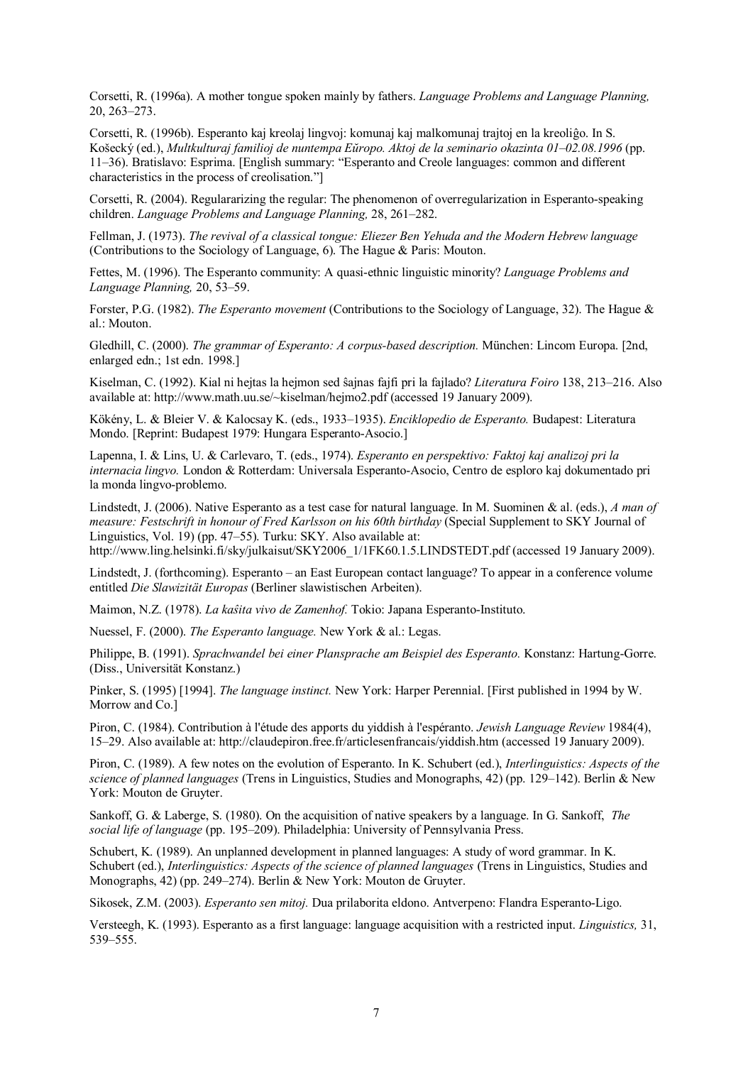Corsetti, R. (1996a). A mother tongue spoken mainly by fathers. *Language Problems and Language Planning,* 20, 263–273.

Corsetti, R. (1996b). Esperanto kaj kreolaj lingvoj: komunaj kaj malkomunaj trajtoj en la kreoliĝo. In S. Košecký (ed.), *Multkulturaj familioj de nuntempa Eŭropo. Aktoj de la seminario okazinta 01–02.08.1996* (pp. 11–36). Bratislavo: Esprima. [English summary: "Esperanto and Creole languages: common and different characteristics in the process of creolisation."]

Corsetti, R. (2004). Regulararizing the regular: The phenomenon of overregularization in Esperanto-speaking children. *Language Problems and Language Planning,* 28, 261–282.

Fellman, J. (1973). *The revival of a classical tongue: Eliezer Ben Yehuda and the Modern Hebrew language* (Contributions to the Sociology of Language, 6). The Hague & Paris: Mouton.

Fettes, M. (1996). The Esperanto community: A quasi-ethnic linguistic minority? *Language Problems and Language Planning,* 20, 53–59.

Forster, P.G. (1982). *The Esperanto movement* (Contributions to the Sociology of Language, 32). The Hague & al.: Mouton.

Gledhill, C. (2000). *The grammar of Esperanto: A corpus-based description.* München: Lincom Europa. [2nd, enlarged edn.; 1st edn. 1998.]

Kiselman, C. (1992). Kial ni hejtas la hejmon sed ŝajnas fajfi pri la fajlado? *Literatura Foiro* 138, 213–216. Also available at: http://www.math.uu.se/~kiselman/hejmo2.pdf (accessed 19 January 2009).

Kökény, L. & Bleier V. & Kalocsay K. (eds., 1933–1935). *Enciklopedio de Esperanto.* Budapest: Literatura Mondo. [Reprint: Budapest 1979: Hungara Esperanto-Asocio.]

Lapenna, I. & Lins, U. & Carlevaro, T. (eds., 1974). *Esperanto en perspektivo: Faktoj kaj analizoj pri la internacia lingvo.* London & Rotterdam: Universala Esperanto-Asocio, Centro de esploro kaj dokumentado pri la monda lingvo-problemo.

Lindstedt, J. (2006). Native Esperanto as a test case for natural language. In M. Suominen & al. (eds.), *A man of measure: Festschrift in honour of Fred Karlsson on his 60th birthday* (Special Supplement to SKY Journal of Linguistics, Vol. 19) (pp. 47–55). Turku: SKY. Also available at: http://www.ling.helsinki.fi/sky/julkaisut/SKY2006_1/1FK60.1.5.LINDSTEDT.pdf (accessed 19 January 2009).

Lindstedt, J. (forthcoming). Esperanto – an East European contact language? To appear in a conference volume entitled *Die Slawizität Europas* (Berliner slawistischen Arbeiten).

Maimon, N.Z. (1978). *La kaŝita vivo de Zamenhof.* Tokio: Japana Esperanto-Instituto.

Nuessel, F. (2000). *The Esperanto language.* New York & al.: Legas.

Philippe, B. (1991). *Sprachwandel bei einer Plansprache am Beispiel des Esperanto.* Konstanz: Hartung-Gorre. (Diss., Universität Konstanz.)

Pinker, S. (1995) [1994]. *The language instinct.* New York: Harper Perennial. [First published in 1994 by W. Morrow and Co.]

Piron, C. (1984). Contribution à l'étude des apports du yiddish à l'espéranto. *Jewish Language Review* 1984(4), 15–29. Also available at: http://claudepiron.free.fr/articlesenfrancais/yiddish.htm (accessed 19 January 2009).

Piron, C. (1989). A few notes on the evolution of Esperanto. In K. Schubert (ed.), *Interlinguistics: Aspects of the science of planned languages* (Trens in Linguistics, Studies and Monographs, 42) (pp. 129–142). Berlin & New York: Mouton de Gruyter.

Sankoff, G. & Laberge, S. (1980). On the acquisition of native speakers by a language. In G. Sankoff, *The social life of language* (pp. 195–209). Philadelphia: University of Pennsylvania Press.

Schubert, K. (1989). An unplanned development in planned languages: A study of word grammar. In K. Schubert (ed.), *Interlinguistics: Aspects of the science of planned languages* (Trens in Linguistics, Studies and Monographs, 42) (pp. 249–274). Berlin & New York: Mouton de Gruyter.

Sikosek, Z.M. (2003). *Esperanto sen mitoj.* Dua prilaborita eldono. Antverpeno: Flandra Esperanto-Ligo.

Versteegh, K. (1993). Esperanto as a first language: language acquisition with a restricted input. *Linguistics,* 31, 539–555.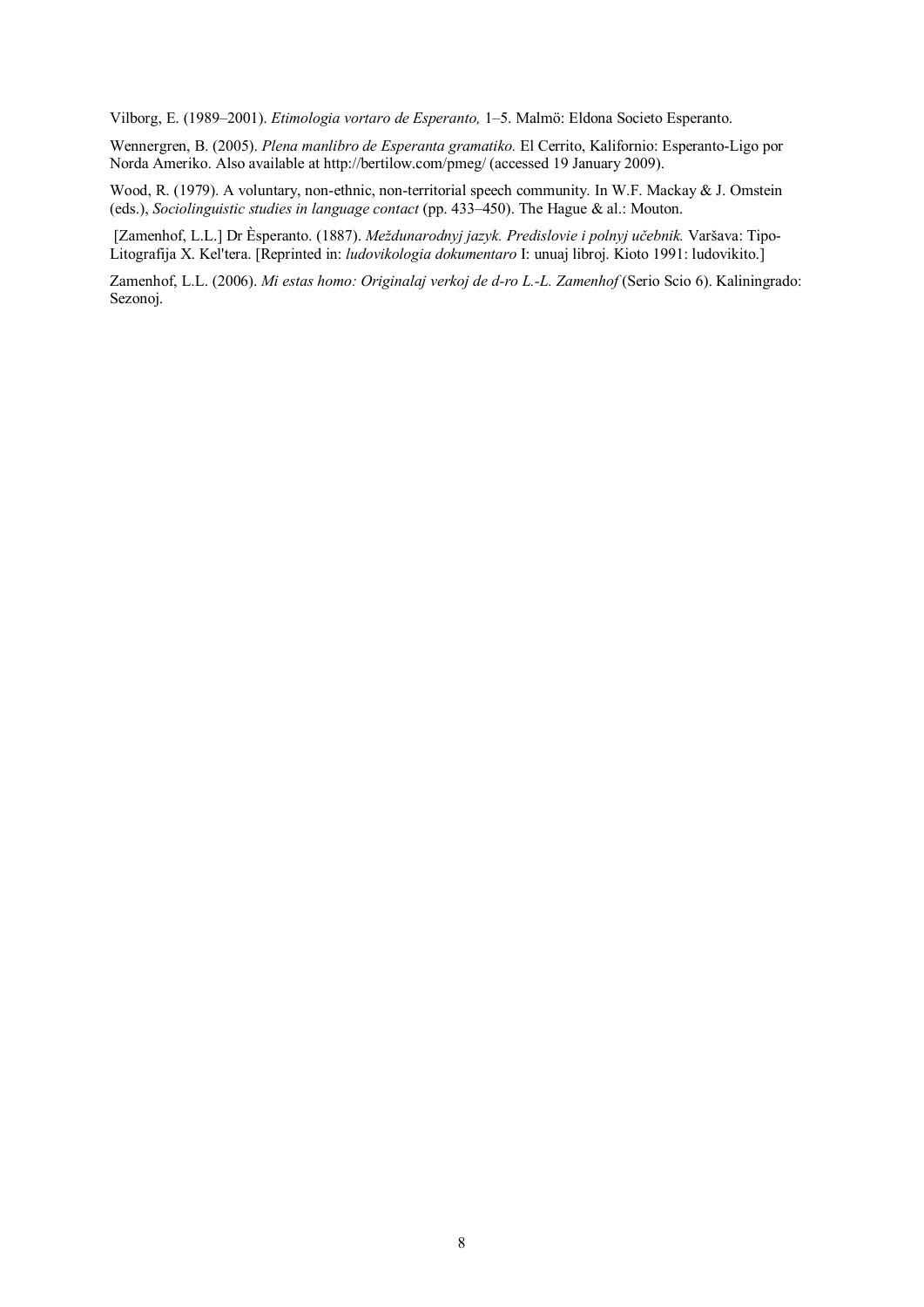Vilborg, E. (1989–2001). *Etimologia vortaro de Esperanto,* 1–5. Malmö: Eldona Societo Esperanto.

Wennergren, B. (2005). *Plena manlibro de Esperanta gramatiko.* El Cerrito, Kalifornio: Esperanto-Ligo por Norda Ameriko. Also available at http://bertilow.com/pmeg/ (accessed 19 January 2009).

Wood, R. (1979). A voluntary, non-ethnic, non-territorial speech community. In W.F. Mackay & J. Omstein (eds.), *Sociolinguistic studies in language contact* (pp. 433–450). The Hague & al.: Mouton.

[Zamenhof, L.L.] Dr Èsperanto. (1887). *Meždunarodnyj jazyk. Predislovie i polnyj učebnik.* Varšava: Tipo-Litografija X. Kel'tera. [Reprinted in: *ludovikologia dokumentaro* I: unuaj libroj. Kioto 1991: ludovikito.]

Zamenhof, L.L. (2006). *Mi estas homo: Originalaj verkoj de d-ro L.-L. Zamenhof* (Serio Scio 6). Kaliningrado: Sezonoj.